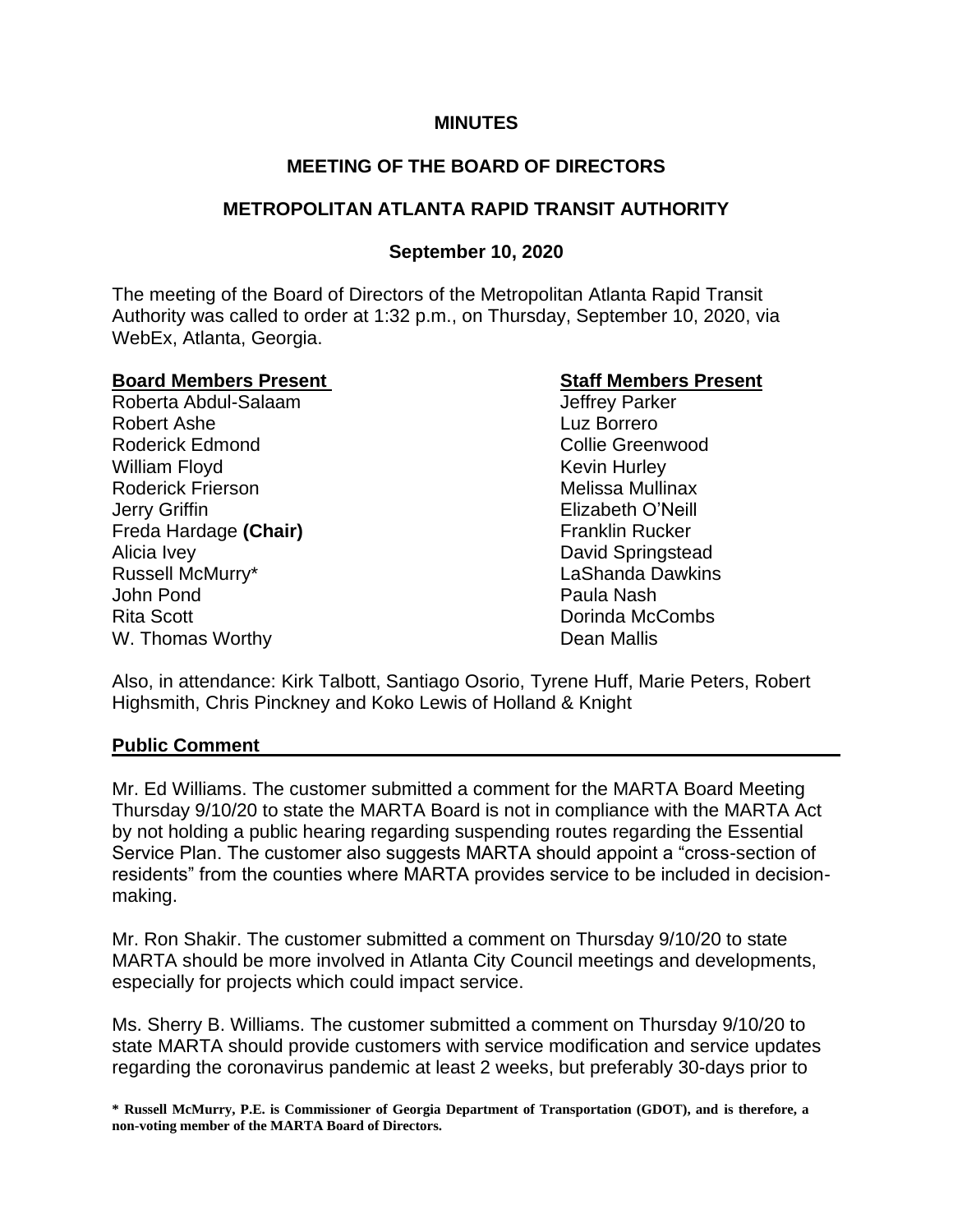**MINUTES**

**MEETING OF THE BOARD OF DIRECTORS**

**METROPOLITAN ATLANTA RAPID TRANSIT AUTHORITY**

**September 10, 2020**

The meeting of the Board of Directors of the Metropolitan Atlanta Rapid Transit Authority was called to order at 1:32 p.m., on Thursday, September 10, 2020, via WebEx, Atlanta, Georgia.

| **Board Members Present** | **Staff Members Present** |
| --- | --- |
| Roberta Abdul-Salaam | Jeffrey Parker |
| Robert Ashe | Luz Borrero |
| Roderick Edmond | Collie Greenwood |
| William Floyd | Kevin Hurley |
| Roderick Frierson | Melissa Mullinax |
| Jerry Griffin | Elizabeth O'Neill |
| Freda Hardage **(Chair)** | Franklin Rucker |
| Alicia Ivey | David Springstead |
| Russell McMurry* | LaShanda Dawkins |
| John Pond | Paula Nash |
| Rita Scott | Dorinda McCombs |
| W. Thomas Worthy | Dean Mallis |

Also, in attendance: Kirk Talbott, Santiago Osorio, Tyrene Huff, Marie Peters, Robert Highsmith, Chris Pinckney and Koko Lewis of Holland & Knight

**Public Comment**

Mr. Ed Williams. The customer submitted a comment for the MARTA Board Meeting Thursday 9/10/20 to state the MARTA Board is not in compliance with the MARTA Act by not holding a public hearing regarding suspending routes regarding the Essential Service Plan. The customer also suggests MARTA should appoint a "cross-section of residents" from the counties where MARTA provides service to be included in decision-making.

Mr. Ron Shakir. The customer submitted a comment on Thursday 9/10/20 to state MARTA should be more involved in Atlanta City Council meetings and developments, especially for projects which could impact service.

Ms. Sherry B. Williams. The customer submitted a comment on Thursday 9/10/20 to state MARTA should provide customers with service modification and service updates regarding the coronavirus pandemic at least 2 weeks, but preferably 30-days prior to

**\* Russell McMurry, P.E. is Commissioner of Georgia Department of Transportation (GDOT), and is therefore, a non-voting member of the MARTA Board of Directors.**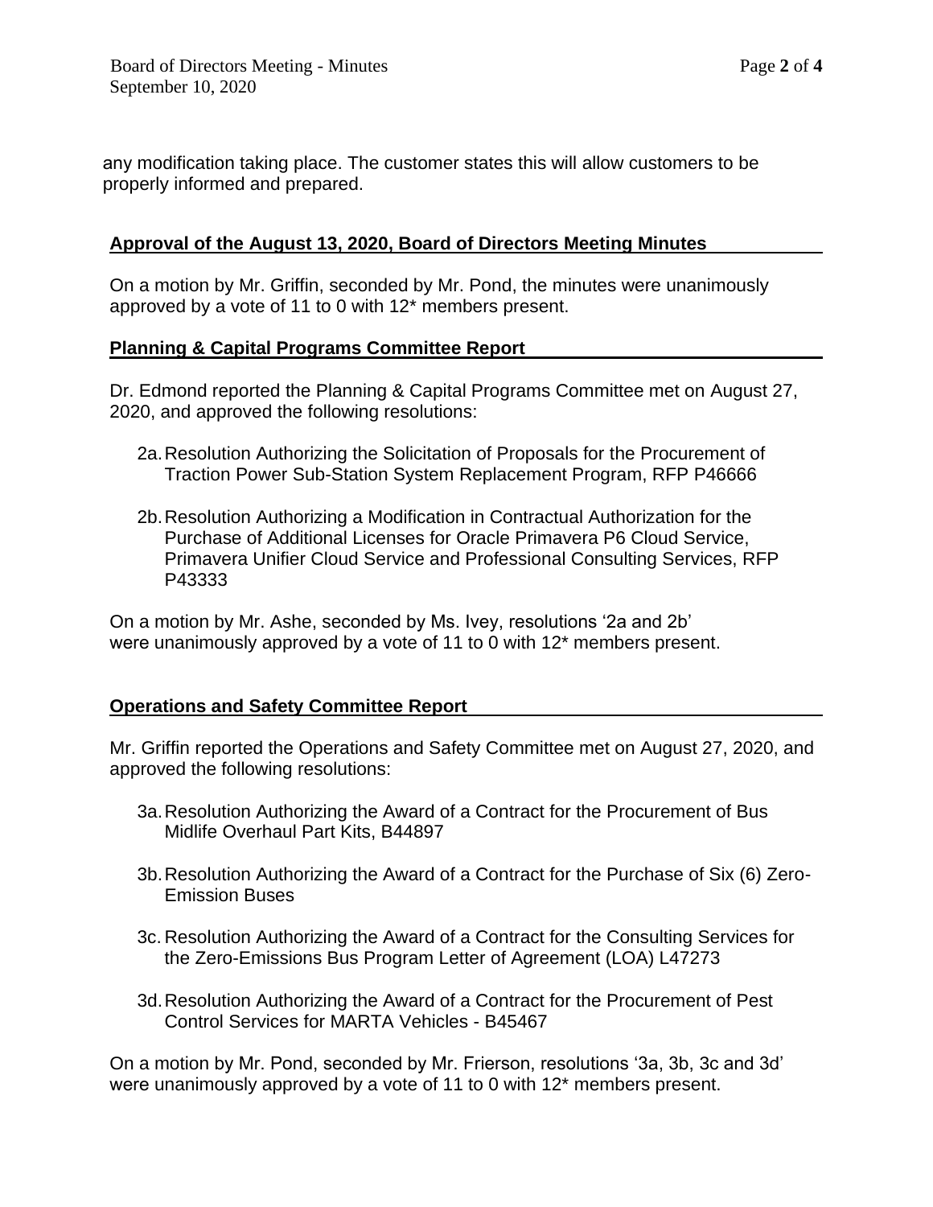any modification taking place. The customer states this will allow customers to be properly informed and prepared.

## Approval of the August 13, 2020, Board of Directors Meeting Minutes

On a motion by Mr. Griffin, seconded by Mr. Pond, the minutes were unanimously approved by a vote of 11 to 0 with 12* members present.

## Planning & Capital Programs Committee Report

Dr. Edmond reported the Planning & Capital Programs Committee met on August 27, 2020, and approved the following resolutions:

2a. Resolution Authorizing the Solicitation of Proposals for the Procurement of Traction Power Sub-Station System Replacement Program, RFP P46666

2b. Resolution Authorizing a Modification in Contractual Authorization for the Purchase of Additional Licenses for Oracle Primavera P6 Cloud Service, Primavera Unifier Cloud Service and Professional Consulting Services, RFP P43333

On a motion by Mr. Ashe, seconded by Ms. Ivey, resolutions '2a and 2b' were unanimously approved by a vote of 11 to 0 with 12* members present.

## Operations and Safety Committee Report

Mr. Griffin reported the Operations and Safety Committee met on August 27, 2020, and approved the following resolutions:

3a. Resolution Authorizing the Award of a Contract for the Procurement of Bus Midlife Overhaul Part Kits, B44897

3b. Resolution Authorizing the Award of a Contract for the Purchase of Six (6) Zero-Emission Buses

3c. Resolution Authorizing the Award of a Contract for the Consulting Services for the Zero-Emissions Bus Program Letter of Agreement (LOA) L47273

3d. Resolution Authorizing the Award of a Contract for the Procurement of Pest Control Services for MARTA Vehicles - B45467

On a motion by Mr. Pond, seconded by Mr. Frierson, resolutions '3a, 3b, 3c and 3d' were unanimously approved by a vote of 11 to 0 with 12* members present.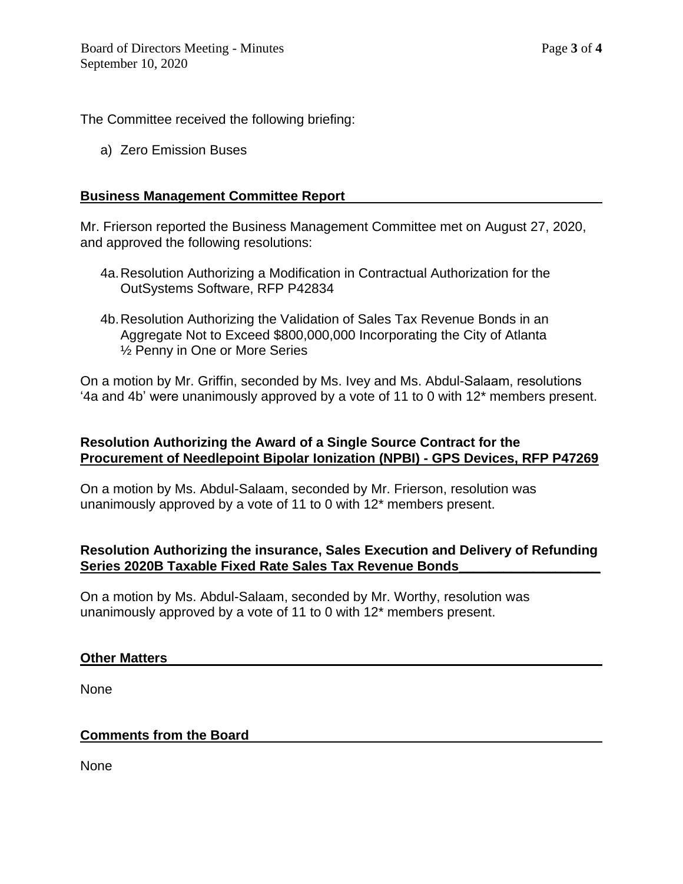The Committee received the following briefing:

a) Zero Emission Buses

**Business Management Committee Report**

Mr. Frierson reported the Business Management Committee met on August 27, 2020, and approved the following resolutions:

4a. Resolution Authorizing a Modification in Contractual Authorization for the OutSystems Software, RFP P42834

4b. Resolution Authorizing the Validation of Sales Tax Revenue Bonds in an Aggregate Not to Exceed $800,000,000 Incorporating the City of Atlanta ½ Penny in One or More Series

On a motion by Mr. Griffin, seconded by Ms. Ivey and Ms. Abdul-Salaam, resolutions '4a and 4b' were unanimously approved by a vote of 11 to 0 with 12* members present.

**Resolution Authorizing the Award of a Single Source Contract for the Procurement of Needlepoint Bipolar Ionization (NPBI) - GPS Devices, RFP P47269**

On a motion by Ms. Abdul-Salaam, seconded by Mr. Frierson, resolution was unanimously approved by a vote of 11 to 0 with 12* members present.

**Resolution Authorizing the insurance, Sales Execution and Delivery of Refunding Series 2020B Taxable Fixed Rate Sales Tax Revenue Bonds**

On a motion by Ms. Abdul-Salaam, seconded by Mr. Worthy, resolution was unanimously approved by a vote of 11 to 0 with 12* members present.

**Other Matters**

None

**Comments from the Board**

None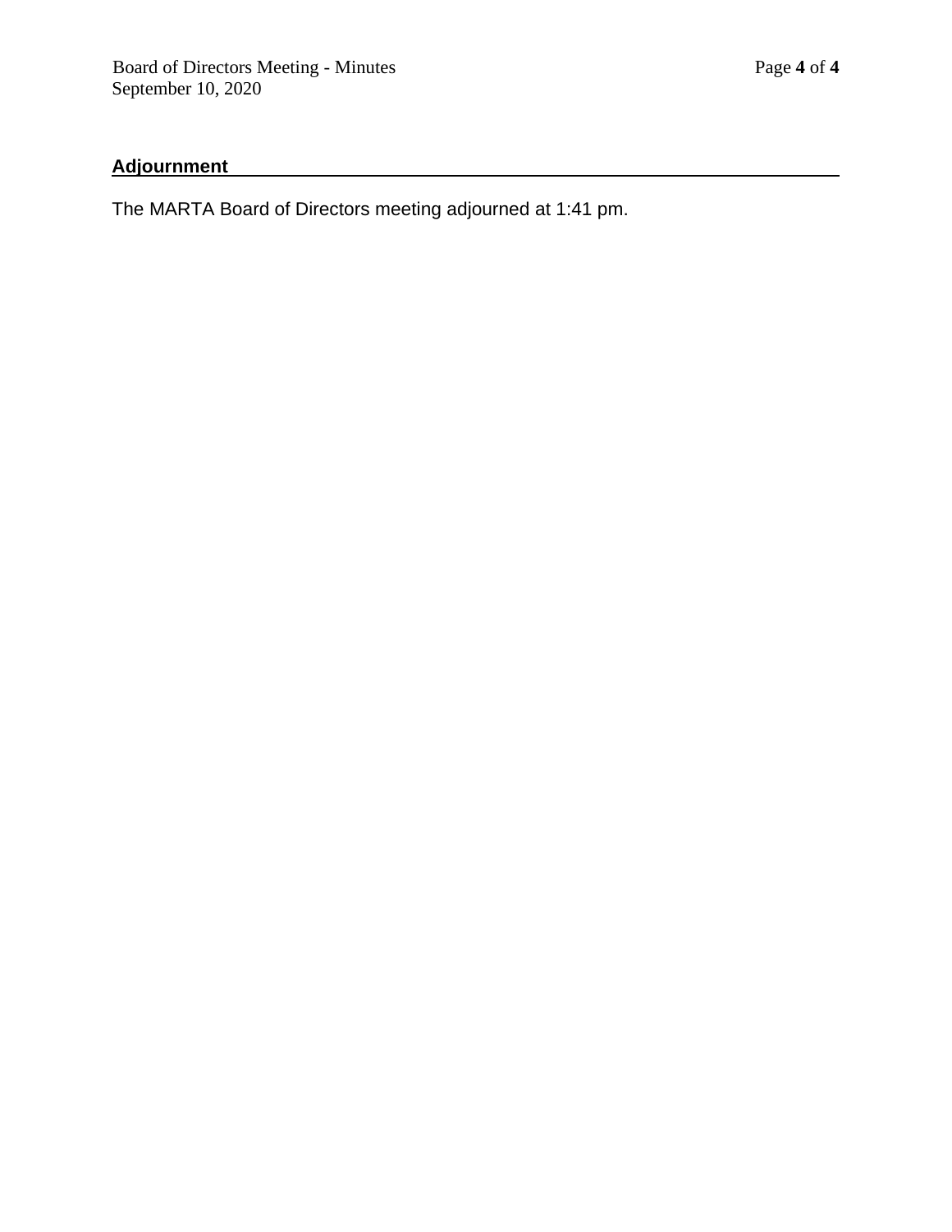## Adjournment

The MARTA Board of Directors meeting adjourned at 1:41 pm.